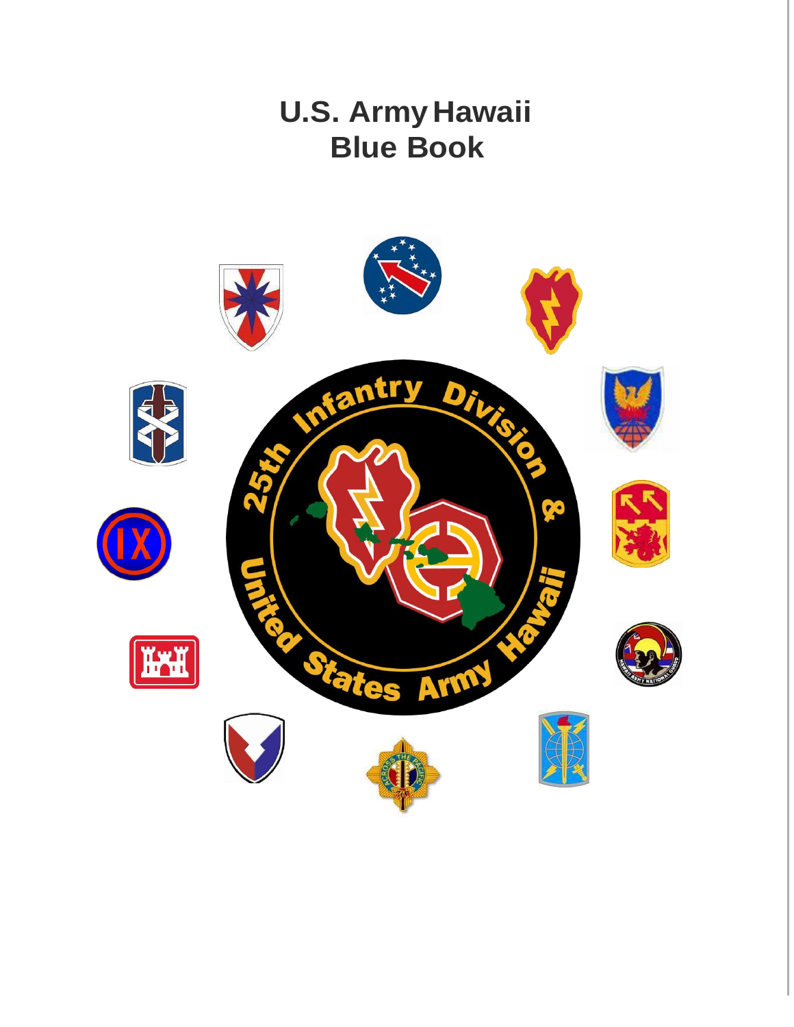# U.S. Army Hawaii Blue Book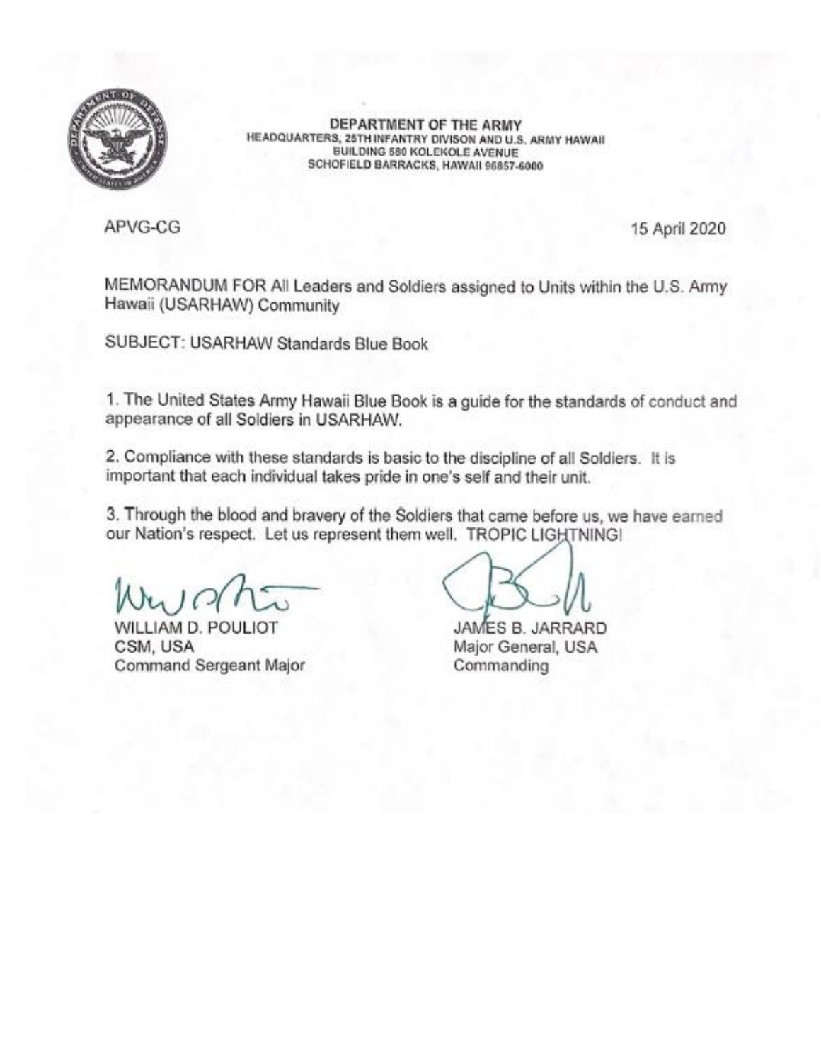**DEPARTMENT OF THE ARMY**
HEADQUARTERS, 25TH INFANTRY DIVISON AND U.S. ARMY HAWAII
BUILDING 580 KOLEKOLE AVENUE
SCHOFIELD BARRACKS, HAWAII 96857-6000

APVG-CG

15 April 2020

MEMORANDUM FOR All Leaders and Soldiers assigned to Units within the U.S. Army Hawaii (USARHAW) Community

SUBJECT: USARHAW Standards Blue Book

1. The United States Army Hawaii Blue Book is a guide for the standards of conduct and appearance of all Soldiers in USARHAW.

2. Compliance with these standards is basic to the discipline of all Soldiers. It is important that each individual takes pride in one's self and their unit.

3. Through the blood and bravery of the Soldiers that came before us, we have earned our Nation's respect. Let us represent them well. TROPIC LIGHTNING!

WILLIAM D. POULIOT
CSM, USA
Command Sergeant Major

JAMES B. JARRARD
Major General, USA
Commanding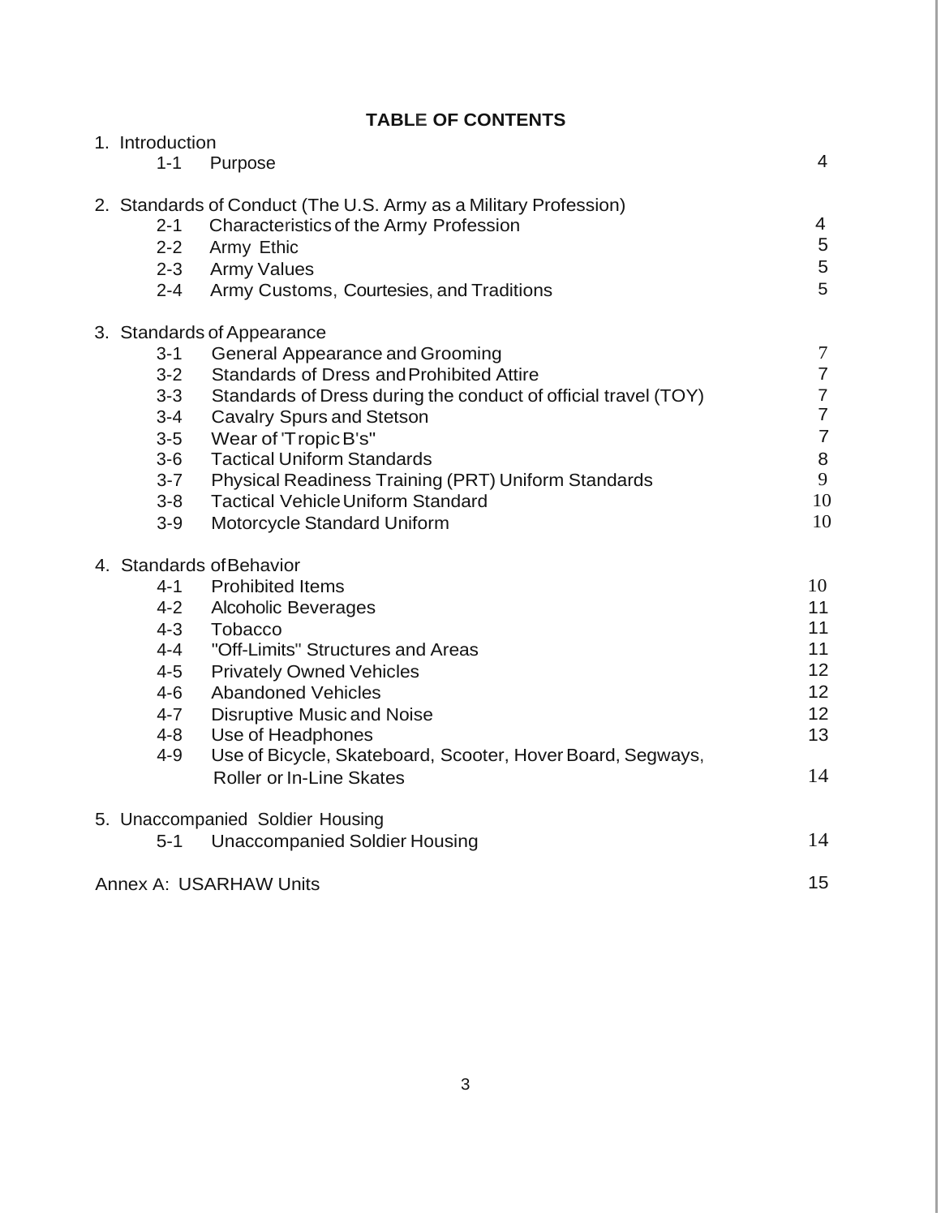**TABLE OF CONTENTS**

| | | Page |
|---|---|---|
| 1. Introduction | | |
| 1-1 | Purpose | 4 |
| 2. Standards of Conduct (The U.S. Army as a Military Profession) | | |
| 2-1 | Characteristics of the Army Profession | 4 |
| 2-2 | Army Ethic | 5 |
| 2-3 | Army Values | 5 |
| 2-4 | Army Customs, Courtesies, and Traditions | 5 |
| 3. Standards of Appearance | | |
| 3-1 | General Appearance and Grooming | 7 |
| 3-2 | Standards of Dress and Prohibited Attire | 7 |
| 3-3 | Standards of Dress during the conduct of official travel (TOY) | 7 |
| 3-4 | Cavalry Spurs and Stetson | 7 |
| 3-5 | Wear of 'Tropic B's" | 7 |
| 3-6 | Tactical Uniform Standards | 8 |
| 3-7 | Physical Readiness Training (PRT) Uniform Standards | 9 |
| 3-8 | Tactical Vehicle Uniform Standard | 10 |
| 3-9 | Motorcycle Standard Uniform | 10 |
| 4. Standards of Behavior | | |
| 4-1 | Prohibited Items | 10 |
| 4-2 | Alcoholic Beverages | 11 |
| 4-3 | Tobacco | 11 |
| 4-4 | "Off-Limits" Structures and Areas | 11 |
| 4-5 | Privately Owned Vehicles | 12 |
| 4-6 | Abandoned Vehicles | 12 |
| 4-7 | Disruptive Music and Noise | 12 |
| 4-8 | Use of Headphones | 13 |
| 4-9 | Use of Bicycle, Skateboard, Scooter, Hover Board, Segways, Roller or In-Line Skates | 14 |
| 5. Unaccompanied Soldier Housing | | |
| 5-1 | Unaccompanied Soldier Housing | 14 |
| Annex A: USARHAW Units | | 15 |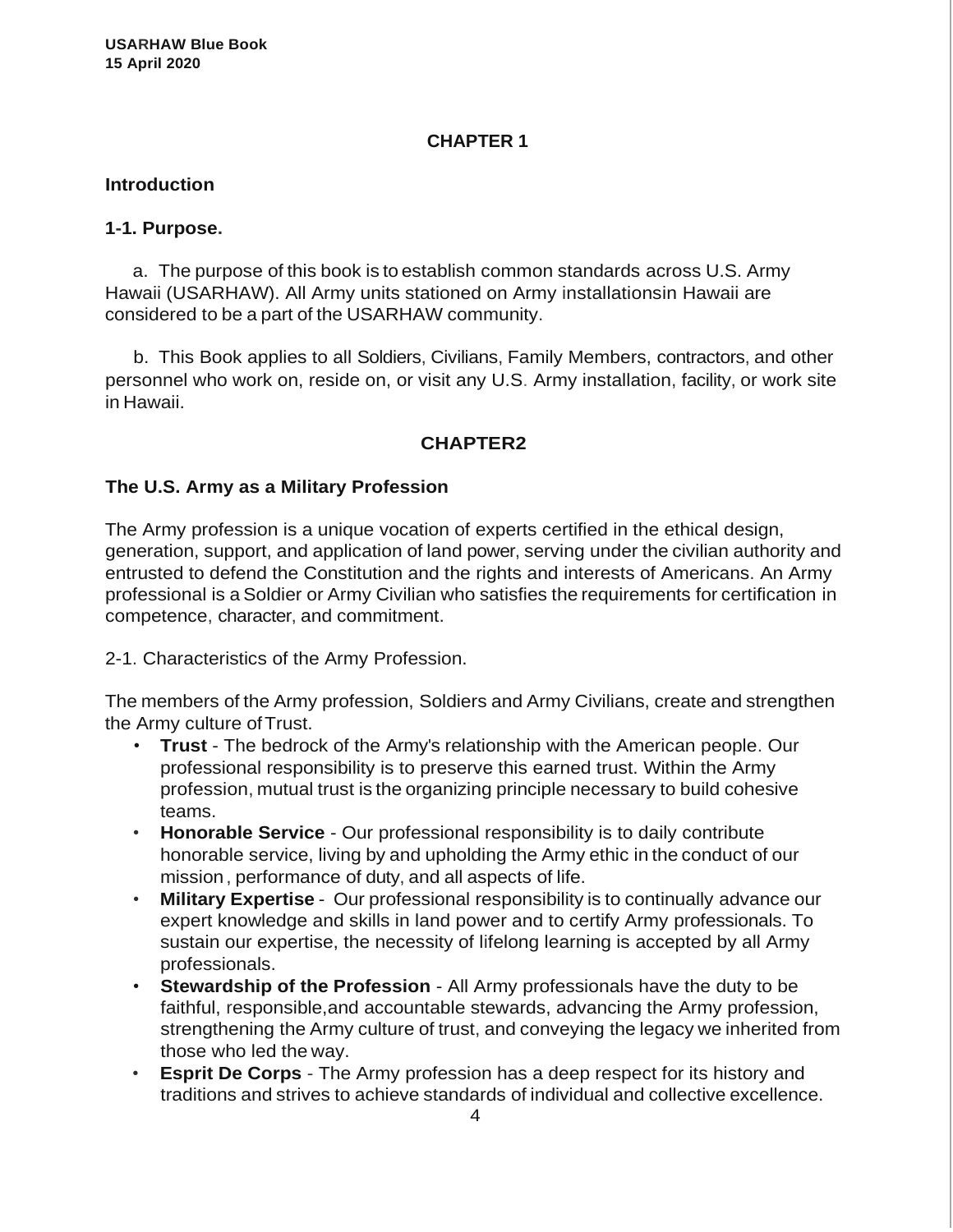## CHAPTER 1

### Introduction

#### 1-1. Purpose.

a. The purpose of this book is to establish common standards across U.S. Army Hawaii (USARHAW). All Army units stationed on Army installationsin Hawaii are considered to be a part of the USARHAW community.

b. This Book applies to all Soldiers, Civilians, Family Members, contractors, and other personnel who work on, reside on, or visit any U.S. Army installation, facility, or work site in Hawaii.

## CHAPTER2

### The U.S. Army as a Military Profession

The Army profession is a unique vocation of experts certified in the ethical design, generation, support, and application of land power, serving under the civilian authority and entrusted to defend the Constitution and the rights and interests of Americans. An Army professional is a Soldier or Army Civilian who satisfies the requirements for certification in competence, character, and commitment.

2-1. Characteristics of the Army Profession.

The members of the Army profession, Soldiers and Army Civilians, create and strengthen the Army culture of Trust.

- **Trust** - The bedrock of the Army's relationship with the American people. Our professional responsibility is to preserve this earned trust. Within the Army profession, mutual trust is the organizing principle necessary to build cohesive teams.
- **Honorable Service** - Our professional responsibility is to daily contribute honorable service, living by and upholding the Army ethic in the conduct of our mission , performance of duty, and all aspects of life.
- **Military Expertise** - Our professional responsibility is to continually advance our expert knowledge and skills in land power and to certify Army professionals. To sustain our expertise, the necessity of lifelong learning is accepted by all Army professionals.
- **Stewardship of the Profession** - All Army professionals have the duty to be faithful, responsible,and accountable stewards, advancing the Army profession, strengthening the Army culture of trust, and conveying the legacy we inherited from those who led the way.
- **Esprit De Corps** - The Army profession has a deep respect for its history and traditions and strives to achieve standards of individual and collective excellence.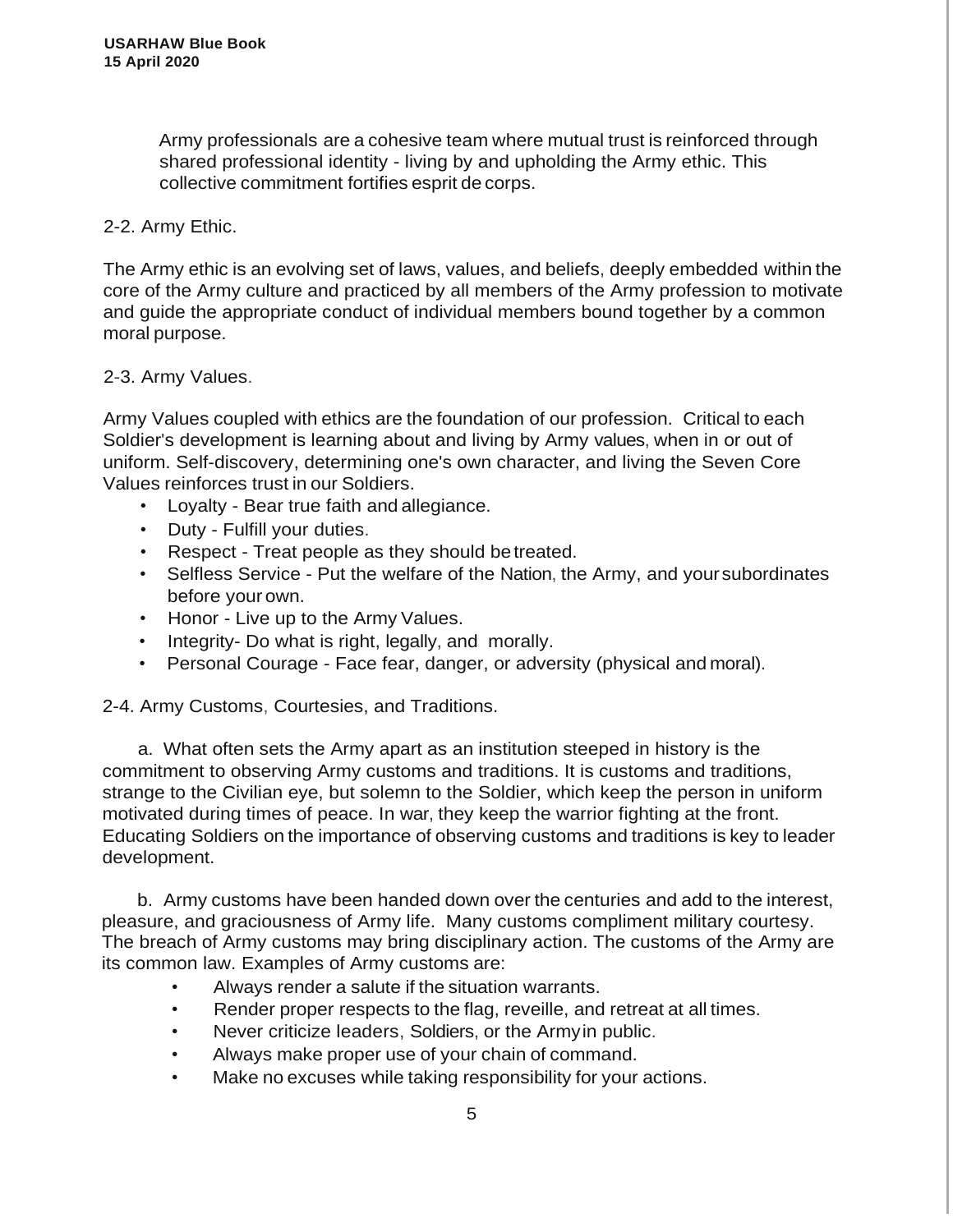Army professionals are a cohesive team where mutual trust is reinforced through shared professional identity - living by and upholding the Army ethic. This collective commitment fortifies esprit de corps.

2-2. Army Ethic.

The Army ethic is an evolving set of laws, values, and beliefs, deeply embedded within the core of the Army culture and practiced by all members of the Army profession to motivate and guide the appropriate conduct of individual members bound together by a common moral purpose.

2-3. Army Values.

Army Values coupled with ethics are the foundation of our profession. Critical to each Soldier's development is learning about and living by Army values, when in or out of uniform. Self-discovery, determining one's own character, and living the Seven Core Values reinforces trust in our Soldiers.

- Loyalty - Bear true faith and allegiance.
- Duty - Fulfill your duties.
- Respect - Treat people as they should be treated.
- Selfless Service - Put the welfare of the Nation, the Army, and your subordinates before your own.
- Honor - Live up to the Army Values.
- Integrity- Do what is right, legally, and morally.
- Personal Courage - Face fear, danger, or adversity (physical and moral).

2-4. Army Customs, Courtesies, and Traditions.

a. What often sets the Army apart as an institution steeped in history is the commitment to observing Army customs and traditions. It is customs and traditions, strange to the Civilian eye, but solemn to the Soldier, which keep the person in uniform motivated during times of peace. In war, they keep the warrior fighting at the front. Educating Soldiers on the importance of observing customs and traditions is key to leader development.

b. Army customs have been handed down over the centuries and add to the interest, pleasure, and graciousness of Army life. Many customs compliment military courtesy. The breach of Army customs may bring disciplinary action. The customs of the Army are its common law. Examples of Army customs are:

- Always render a salute if the situation warrants.
- Render proper respects to the flag, reveille, and retreat at all times.
- Never criticize leaders, Soldiers, or the Army in public.
- Always make proper use of your chain of command.
- Make no excuses while taking responsibility for your actions.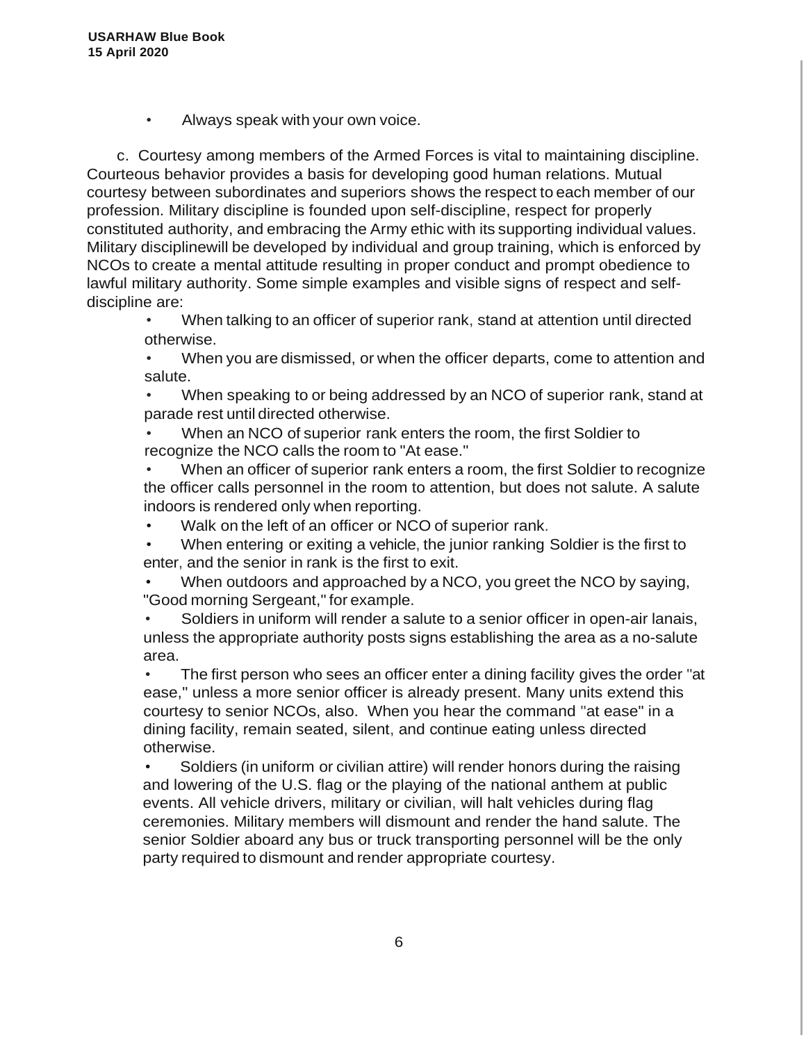- Always speak with your own voice.

c. Courtesy among members of the Armed Forces is vital to maintaining discipline. Courteous behavior provides a basis for developing good human relations. Mutual courtesy between subordinates and superiors shows the respect to each member of our profession. Military discipline is founded upon self-discipline, respect for properly constituted authority, and embracing the Army ethic with its supporting individual values. Military disciplinewill be developed by individual and group training, which is enforced by NCOs to create a mental attitude resulting in proper conduct and prompt obedience to lawful military authority. Some simple examples and visible signs of respect and self-discipline are:

- When talking to an officer of superior rank, stand at attention until directed otherwise.
- When you are dismissed, or when the officer departs, come to attention and salute.
- When speaking to or being addressed by an NCO of superior rank, stand at parade rest until directed otherwise.
- When an NCO of superior rank enters the room, the first Soldier to recognize the NCO calls the room to "At ease."
- When an officer of superior rank enters a room, the first Soldier to recognize the officer calls personnel in the room to attention, but does not salute. A salute indoors is rendered only when reporting.
- Walk on the left of an officer or NCO of superior rank.
- When entering or exiting a vehicle, the junior ranking Soldier is the first to enter, and the senior in rank is the first to exit.
- When outdoors and approached by a NCO, you greet the NCO by saying, "Good morning Sergeant," for example.
- Soldiers in uniform will render a salute to a senior officer in open-air lanais, unless the appropriate authority posts signs establishing the area as a no-salute area.
- The first person who sees an officer enter a dining facility gives the order "at ease," unless a more senior officer is already present. Many units extend this courtesy to senior NCOs, also. When you hear the command "at ease" in a dining facility, remain seated, silent, and continue eating unless directed otherwise.
- Soldiers (in uniform or civilian attire) will render honors during the raising and lowering of the U.S. flag or the playing of the national anthem at public events. All vehicle drivers, military or civilian, will halt vehicles during flag ceremonies. Military members will dismount and render the hand salute. The senior Soldier aboard any bus or truck transporting personnel will be the only party required to dismount and render appropriate courtesy.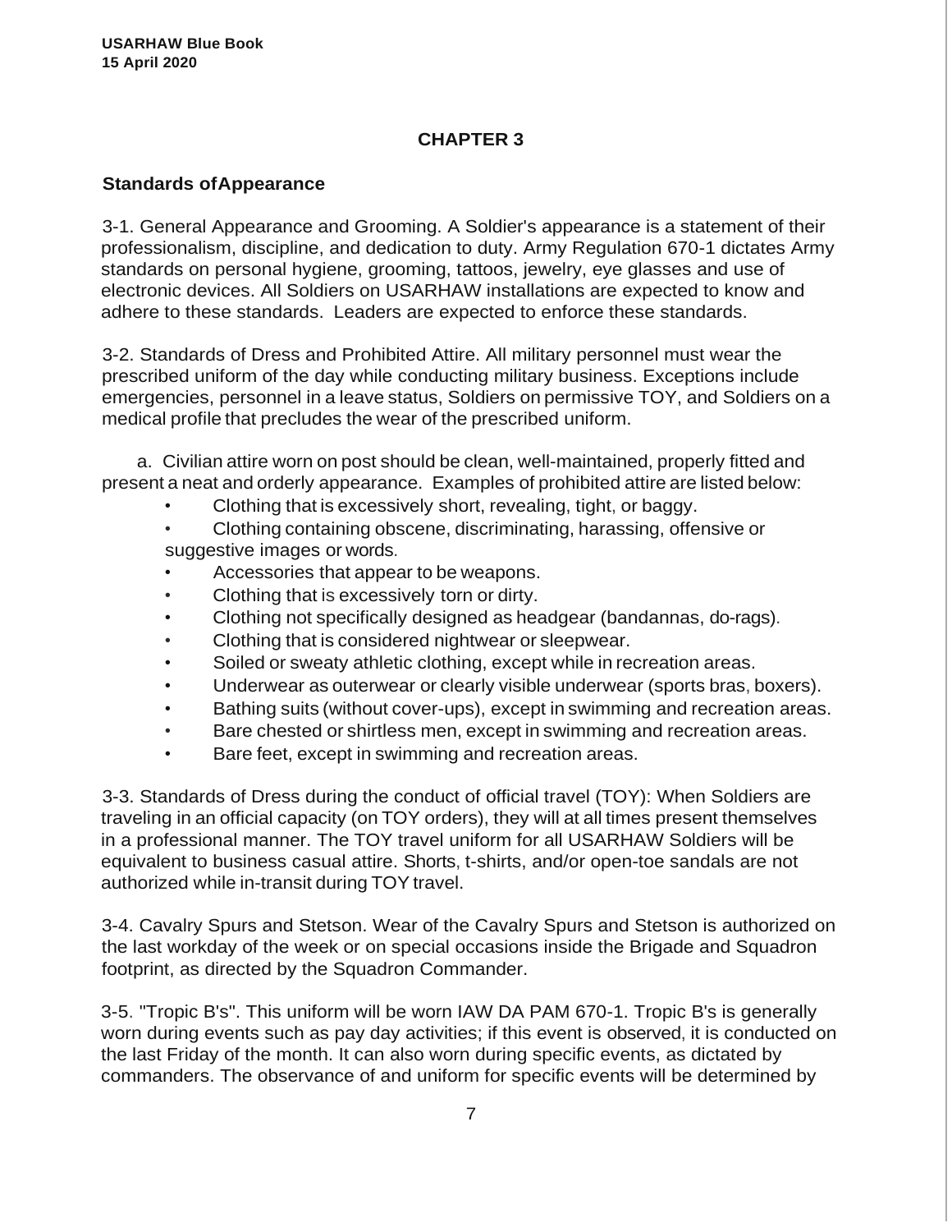# CHAPTER 3

## Standards of Appearance

3-1. General Appearance and Grooming. A Soldier's appearance is a statement of their professionalism, discipline, and dedication to duty. Army Regulation 670-1 dictates Army standards on personal hygiene, grooming, tattoos, jewelry, eye glasses and use of electronic devices. All Soldiers on USARHAW installations are expected to know and adhere to these standards. Leaders are expected to enforce these standards.

3-2. Standards of Dress and Prohibited Attire. All military personnel must wear the prescribed uniform of the day while conducting military business. Exceptions include emergencies, personnel in a leave status, Soldiers on permissive TOY, and Soldiers on a medical profile that precludes the wear of the prescribed uniform.

a. Civilian attire worn on post should be clean, well-maintained, properly fitted and present a neat and orderly appearance. Examples of prohibited attire are listed below:

- Clothing that is excessively short, revealing, tight, or baggy.
- Clothing containing obscene, discriminating, harassing, offensive or suggestive images or words.
- Accessories that appear to be weapons.
- Clothing that is excessively torn or dirty.
- Clothing not specifically designed as headgear (bandannas, do-rags).
- Clothing that is considered nightwear or sleepwear.
- Soiled or sweaty athletic clothing, except while in recreation areas.
- Underwear as outerwear or clearly visible underwear (sports bras, boxers).
- Bathing suits (without cover-ups), except in swimming and recreation areas.
- Bare chested or shirtless men, except in swimming and recreation areas.
- Bare feet, except in swimming and recreation areas.

3-3. Standards of Dress during the conduct of official travel (TOY): When Soldiers are traveling in an official capacity (on TOY orders), they will at all times present themselves in a professional manner. The TOY travel uniform for all USARHAW Soldiers will be equivalent to business casual attire. Shorts, t-shirts, and/or open-toe sandals are not authorized while in-transit during TOY travel.

3-4. Cavalry Spurs and Stetson. Wear of the Cavalry Spurs and Stetson is authorized on the last workday of the week or on special occasions inside the Brigade and Squadron footprint, as directed by the Squadron Commander.

3-5. "Tropic B's". This uniform will be worn IAW DA PAM 670-1. Tropic B's is generally worn during events such as pay day activities; if this event is observed, it is conducted on the last Friday of the month. It can also worn during specific events, as dictated by commanders. The observance of and uniform for specific events will be determined by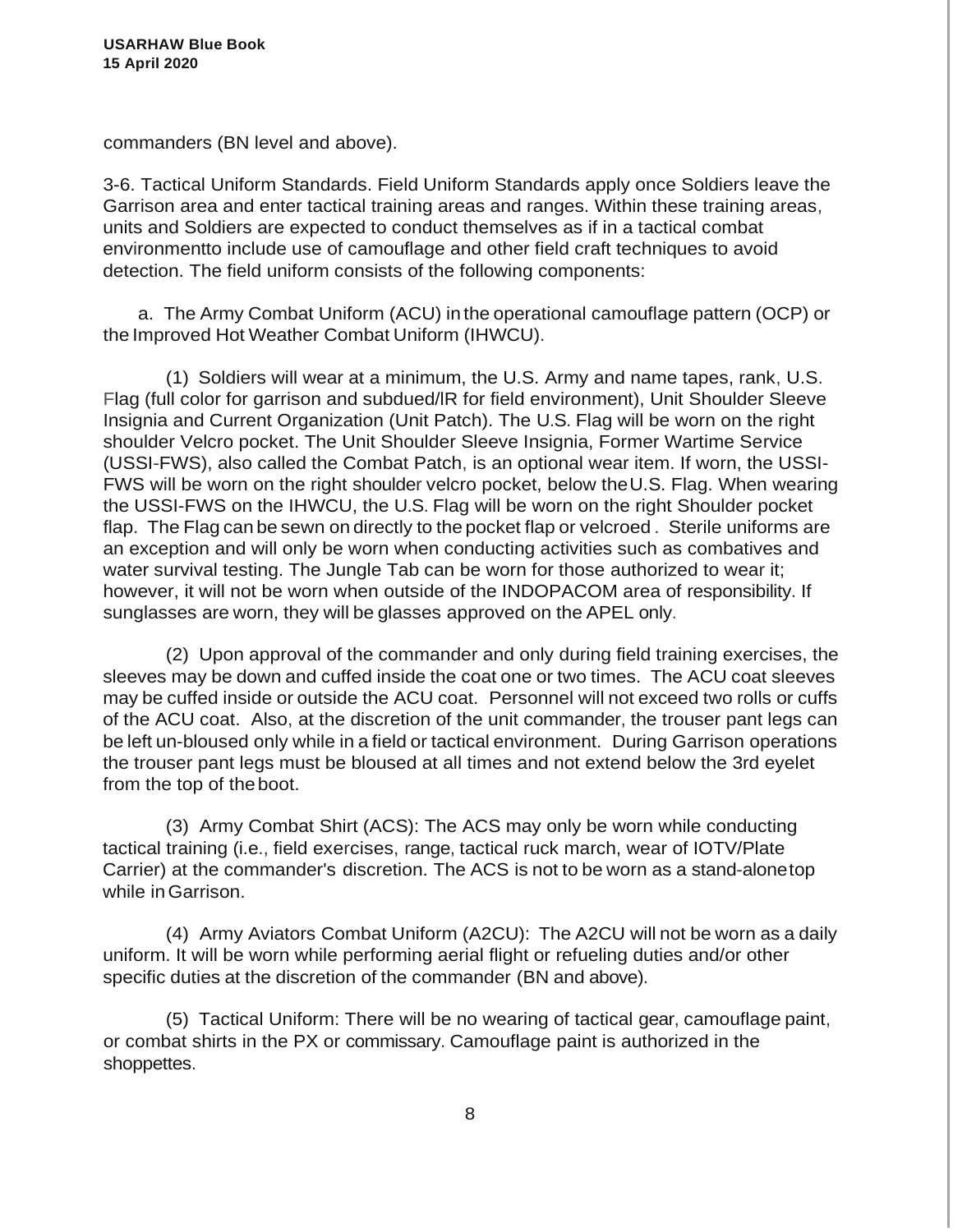commanders (BN level and above).

3-6. Tactical Uniform Standards. Field Uniform Standards apply once Soldiers leave the Garrison area and enter tactical training areas and ranges. Within these training areas, units and Soldiers are expected to conduct themselves as if in a tactical combat environmentto include use of camouflage and other field craft techniques to avoid detection. The field uniform consists of the following components:

a. The Army Combat Uniform (ACU) in the operational camouflage pattern (OCP) or the Improved Hot Weather Combat Uniform (IHWCU).

(1) Soldiers will wear at a minimum, the U.S. Army and name tapes, rank, U.S. Flag (full color for garrison and subdued/lR for field environment), Unit Shoulder Sleeve Insignia and Current Organization (Unit Patch). The U.S. Flag will be worn on the right shoulder Velcro pocket. The Unit Shoulder Sleeve Insignia, Former Wartime Service (USSI-FWS), also called the Combat Patch, is an optional wear item. If worn, the USSI-FWS will be worn on the right shoulder velcro pocket, below the U.S. Flag. When wearing the USSI-FWS on the IHWCU, the U.S. Flag will be worn on the right Shoulder pocket flap. The Flag can be sewn on directly to the pocket flap or velcroed . Sterile uniforms are an exception and will only be worn when conducting activities such as combatives and water survival testing. The Jungle Tab can be worn for those authorized to wear it; however, it will not be worn when outside of the INDOPACOM area of responsibility. If sunglasses are worn, they will be glasses approved on the APEL only.

(2) Upon approval of the commander and only during field training exercises, the sleeves may be down and cuffed inside the coat one or two times. The ACU coat sleeves may be cuffed inside or outside the ACU coat. Personnel will not exceed two rolls or cuffs of the ACU coat. Also, at the discretion of the unit commander, the trouser pant legs can be left un-bloused only while in a field or tactical environment. During Garrison operations the trouser pant legs must be bloused at all times and not extend below the 3rd eyelet from the top of the boot.

(3) Army Combat Shirt (ACS): The ACS may only be worn while conducting tactical training (i.e., field exercises, range, tactical ruck march, wear of IOTV/Plate Carrier) at the commander's discretion. The ACS is not to be worn as a stand-alonetop while in Garrison.

(4) Army Aviators Combat Uniform (A2CU): The A2CU will not be worn as a daily uniform. It will be worn while performing aerial flight or refueling duties and/or other specific duties at the discretion of the commander (BN and above).

(5) Tactical Uniform: There will be no wearing of tactical gear, camouflage paint, or combat shirts in the PX or commissary. Camouflage paint is authorized in the shoppettes.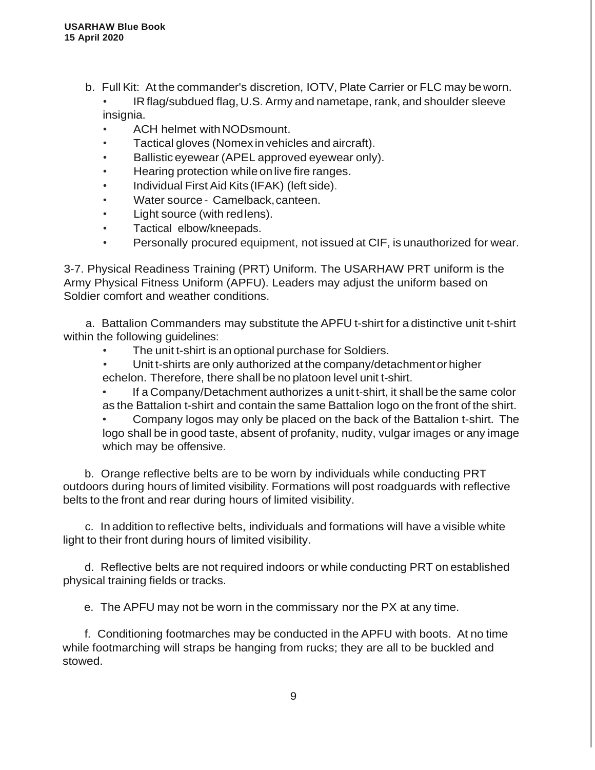b. Full Kit: At the commander's discretion, IOTV, Plate Carrier or FLC may be worn.

- IR flag/subdued flag, U.S. Army and nametape, rank, and shoulder sleeve insignia.
- ACH helmet with NODsmount.
- Tactical gloves (Nomex in vehicles and aircraft).
- Ballistic eyewear (APEL approved eyewear only).
- Hearing protection while on live fire ranges.
- Individual First Aid Kits (IFAK) (left side).
- Water source - Camelback, canteen.
- Light source (with red lens).
- Tactical elbow/kneepads.
- Personally procured equipment, not issued at CIF, is unauthorized for wear.

3-7. Physical Readiness Training (PRT) Uniform. The USARHAW PRT uniform is the Army Physical Fitness Uniform (APFU). Leaders may adjust the uniform based on Soldier comfort and weather conditions.

a. Battalion Commanders may substitute the APFU t-shirt for a distinctive unit t-shirt within the following guidelines:

- The unit t-shirt is an optional purchase for Soldiers.
- Unit t-shirts are only authorized at the company/detachment or higher echelon. Therefore, there shall be no platoon level unit t-shirt.
- If a Company/Detachment authorizes a unit t-shirt, it shall be the same color as the Battalion t-shirt and contain the same Battalion logo on the front of the shirt.
- Company logos may only be placed on the back of the Battalion t-shirt. The logo shall be in good taste, absent of profanity, nudity, vulgar images or any image which may be offensive.

b. Orange reflective belts are to be worn by individuals while conducting PRT outdoors during hours of limited visibility. Formations will post roadguards with reflective belts to the front and rear during hours of limited visibility.

c. In addition to reflective belts, individuals and formations will have a visible white light to their front during hours of limited visibility.

d. Reflective belts are not required indoors or while conducting PRT on established physical training fields or tracks.

e. The APFU may not be worn in the commissary nor the PX at any time.

f. Conditioning footmarches may be conducted in the APFU with boots. At no time while footmarching will straps be hanging from rucks; they are all to be buckled and stowed.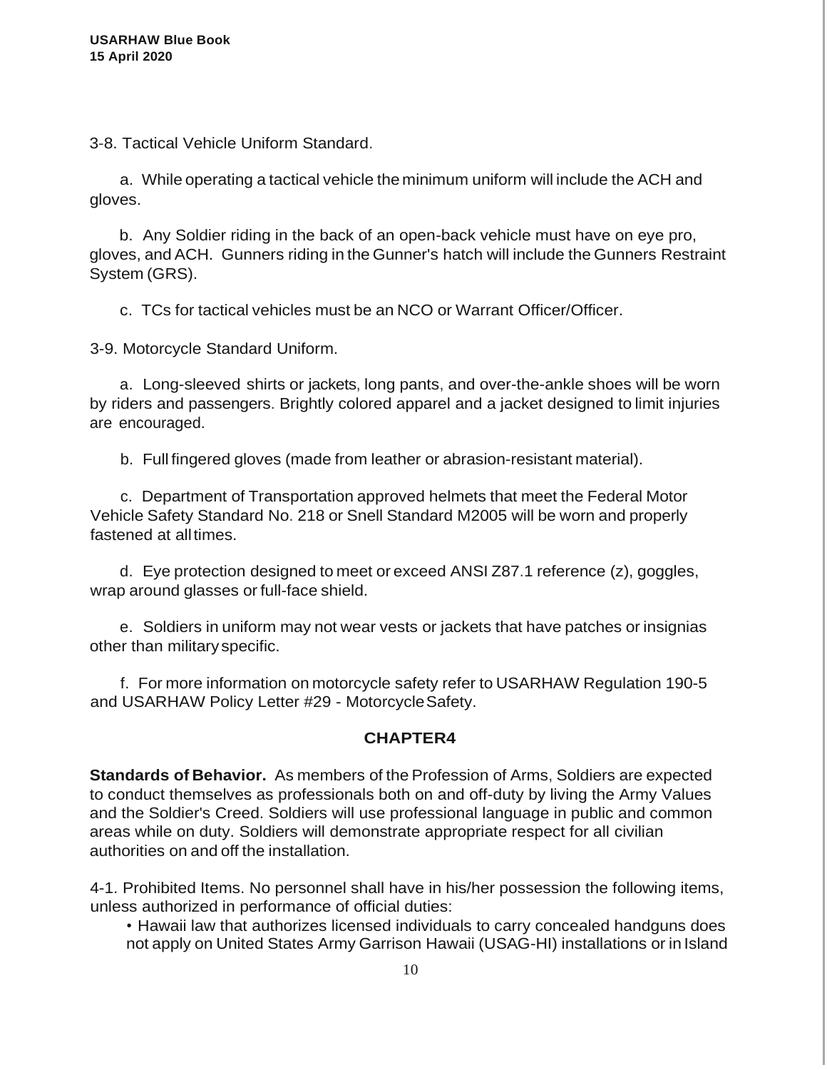3-8. Tactical Vehicle Uniform Standard.

a. While operating a tactical vehicle the minimum uniform will include the ACH and gloves.

b. Any Soldier riding in the back of an open-back vehicle must have on eye pro, gloves, and ACH. Gunners riding in the Gunner's hatch will include the Gunners Restraint System (GRS).

c. TCs for tactical vehicles must be an NCO or Warrant Officer/Officer.

3-9. Motorcycle Standard Uniform.

a. Long-sleeved shirts or jackets, long pants, and over-the-ankle shoes will be worn by riders and passengers. Brightly colored apparel and a jacket designed to limit injuries are encouraged.

b. Full fingered gloves (made from leather or abrasion-resistant material).

c. Department of Transportation approved helmets that meet the Federal Motor Vehicle Safety Standard No. 218 or Snell Standard M2005 will be worn and properly fastened at all times.

d. Eye protection designed to meet or exceed ANSI Z87.1 reference (z), goggles, wrap around glasses or full-face shield.

e. Soldiers in uniform may not wear vests or jackets that have patches or insignias other than military specific.

f. For more information on motorcycle safety refer to USARHAW Regulation 190-5 and USARHAW Policy Letter #29 - Motorcycle Safety.

## CHAPTER4

**Standards of Behavior.** As members of the Profession of Arms, Soldiers are expected to conduct themselves as professionals both on and off-duty by living the Army Values and the Soldier's Creed. Soldiers will use professional language in public and common areas while on duty. Soldiers will demonstrate appropriate respect for all civilian authorities on and off the installation.

4-1. Prohibited Items. No personnel shall have in his/her possession the following items, unless authorized in performance of official duties:

- Hawaii law that authorizes licensed individuals to carry concealed handguns does not apply on United States Army Garrison Hawaii (USAG-HI) installations or in Island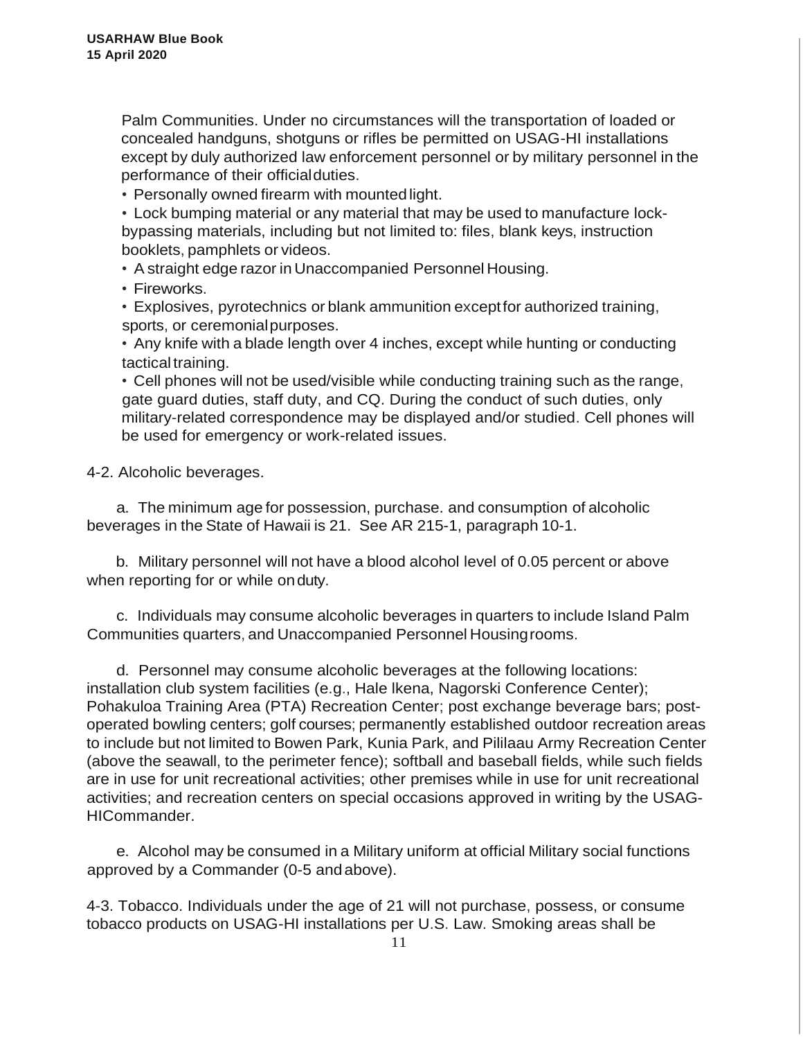Palm Communities. Under no circumstances will the transportation of loaded or concealed handguns, shotguns or rifles be permitted on USAG-HI installations except by duly authorized law enforcement personnel or by military personnel in the performance of their official duties.

- Personally owned firearm with mounted light.
- Lock bumping material or any material that may be used to manufacture lock-bypassing materials, including but not limited to: files, blank keys, instruction booklets, pamphlets or videos.
- A straight edge razor in Unaccompanied Personnel Housing.
- Fireworks.
- Explosives, pyrotechnics or blank ammunition except for authorized training, sports, or ceremonial purposes.
- Any knife with a blade length over 4 inches, except while hunting or conducting tactical training.
- Cell phones will not be used/visible while conducting training such as the range, gate guard duties, staff duty, and CQ. During the conduct of such duties, only military-related correspondence may be displayed and/or studied. Cell phones will be used for emergency or work-related issues.

4-2. Alcoholic beverages.

a. The minimum age for possession, purchase. and consumption of alcoholic beverages in the State of Hawaii is 21. See AR 215-1, paragraph 10-1.

b. Military personnel will not have a blood alcohol level of 0.05 percent or above when reporting for or while on duty.

c. Individuals may consume alcoholic beverages in quarters to include Island Palm Communities quarters, and Unaccompanied Personnel Housing rooms.

d. Personnel may consume alcoholic beverages at the following locations: installation club system facilities (e.g., Hale lkena, Nagorski Conference Center); Pohakuloa Training Area (PTA) Recreation Center; post exchange beverage bars; post-operated bowling centers; golf courses; permanently established outdoor recreation areas to include but not limited to Bowen Park, Kunia Park, and Pililaau Army Recreation Center (above the seawall, to the perimeter fence); softball and baseball fields, while such fields are in use for unit recreational activities; other premises while in use for unit recreational activities; and recreation centers on special occasions approved in writing by the USAG-HICommander.

e. Alcohol may be consumed in a Military uniform at official Military social functions approved by a Commander (0-5 and above).

4-3. Tobacco. Individuals under the age of 21 will not purchase, possess, or consume tobacco products on USAG-HI installations per U.S. Law. Smoking areas shall be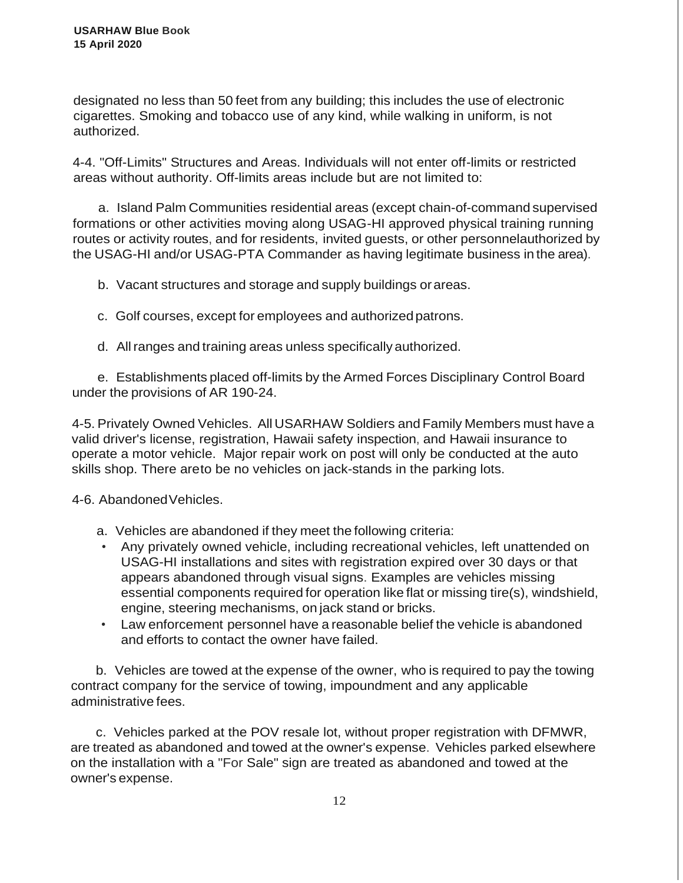designated no less than 50 feet from any building; this includes the use of electronic cigarettes. Smoking and tobacco use of any kind, while walking in uniform, is not authorized.

4-4. "Off-Limits" Structures and Areas. Individuals will not enter off-limits or restricted areas without authority. Off-limits areas include but are not limited to:

a. Island Palm Communities residential areas (except chain-of-command supervised formations or other activities moving along USAG-HI approved physical training running routes or activity routes, and for residents, invited guests, or other personnelauthorized by the USAG-HI and/or USAG-PTA Commander as having legitimate business in the area).

b. Vacant structures and storage and supply buildings or areas.

c. Golf courses, except for employees and authorized patrons.

d. All ranges and training areas unless specifically authorized.

e. Establishments placed off-limits by the Armed Forces Disciplinary Control Board under the provisions of AR 190-24.

4-5. Privately Owned Vehicles. All USARHAW Soldiers and Family Members must have a valid driver's license, registration, Hawaii safety inspection, and Hawaii insurance to operate a motor vehicle. Major repair work on post will only be conducted at the auto skills shop. There areto be no vehicles on jack-stands in the parking lots.

4-6. AbandonedVehicles.

a. Vehicles are abandoned if they meet the following criteria:

- Any privately owned vehicle, including recreational vehicles, left unattended on USAG-HI installations and sites with registration expired over 30 days or that appears abandoned through visual signs. Examples are vehicles missing essential components required for operation like flat or missing tire(s), windshield, engine, steering mechanisms, on jack stand or bricks.
- Law enforcement personnel have a reasonable belief the vehicle is abandoned and efforts to contact the owner have failed.

b. Vehicles are towed at the expense of the owner, who is required to pay the towing contract company for the service of towing, impoundment and any applicable administrative fees.

c. Vehicles parked at the POV resale lot, without proper registration with DFMWR, are treated as abandoned and towed at the owner's expense. Vehicles parked elsewhere on the installation with a "For Sale" sign are treated as abandoned and towed at the owner's expense.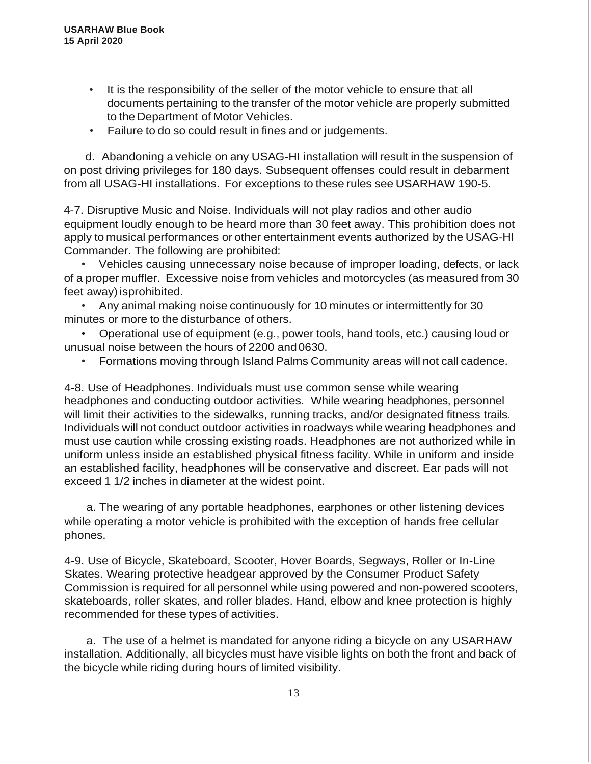- It is the responsibility of the seller of the motor vehicle to ensure that all documents pertaining to the transfer of the motor vehicle are properly submitted to the Department of Motor Vehicles.
- Failure to do so could result in fines and or judgements.

d. Abandoning a vehicle on any USAG-HI installation will result in the suspension of on post driving privileges for 180 days. Subsequent offenses could result in debarment from all USAG-HI installations. For exceptions to these rules see USARHAW 190-5.

4-7. Disruptive Music and Noise. Individuals will not play radios and other audio equipment loudly enough to be heard more than 30 feet away. This prohibition does not apply to musical performances or other entertainment events authorized by the USAG-HI Commander. The following are prohibited:

- Vehicles causing unnecessary noise because of improper loading, defects, or lack of a proper muffler. Excessive noise from vehicles and motorcycles (as measured from 30 feet away) isprohibited.
- Any animal making noise continuously for 10 minutes or intermittently for 30 minutes or more to the disturbance of others.
- Operational use of equipment (e.g., power tools, hand tools, etc.) causing loud or unusual noise between the hours of 2200 and 0630.
- Formations moving through Island Palms Community areas will not call cadence.

4-8. Use of Headphones. Individuals must use common sense while wearing headphones and conducting outdoor activities. While wearing headphones, personnel will limit their activities to the sidewalks, running tracks, and/or designated fitness trails. Individuals will not conduct outdoor activities in roadways while wearing headphones and must use caution while crossing existing roads. Headphones are not authorized while in uniform unless inside an established physical fitness facility. While in uniform and inside an established facility, headphones will be conservative and discreet. Ear pads will not exceed 1 1/2 inches in diameter at the widest point.

a. The wearing of any portable headphones, earphones or other listening devices while operating a motor vehicle is prohibited with the exception of hands free cellular phones.

4-9. Use of Bicycle, Skateboard, Scooter, Hover Boards, Segways, Roller or In-Line Skates. Wearing protective headgear approved by the Consumer Product Safety Commission is required for all personnel while using powered and non-powered scooters, skateboards, roller skates, and roller blades. Hand, elbow and knee protection is highly recommended for these types of activities.

a. The use of a helmet is mandated for anyone riding a bicycle on any USARHAW installation. Additionally, all bicycles must have visible lights on both the front and back of the bicycle while riding during hours of limited visibility.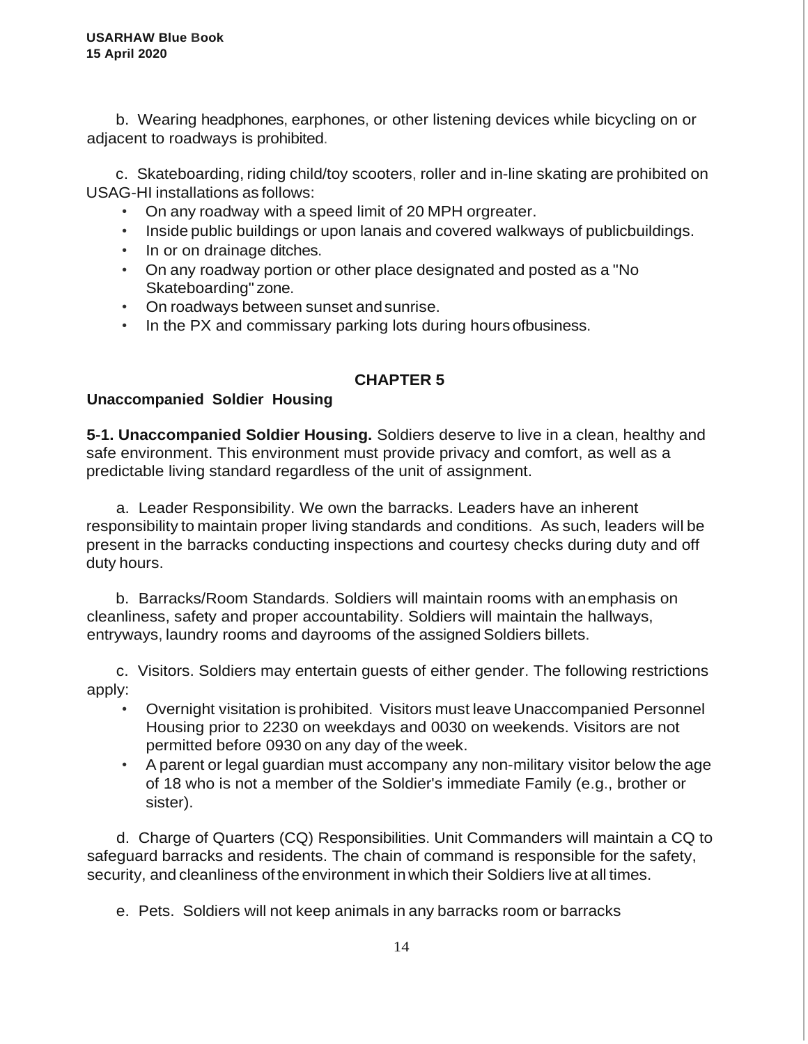b. Wearing headphones, earphones, or other listening devices while bicycling on or adjacent to roadways is prohibited.

c. Skateboarding, riding child/toy scooters, roller and in-line skating are prohibited on USAG-HI installations as follows:

- On any roadway with a speed limit of 20 MPH orgreater.
- Inside public buildings or upon lanais and covered walkways of publicbuildings.
- In or on drainage ditches.
- On any roadway portion or other place designated and posted as a "No Skateboarding" zone.
- On roadways between sunset andsunrise.
- In the PX and commissary parking lots during hours ofbusiness.

## CHAPTER 5

### Unaccompanied Soldier Housing

**5-1. Unaccompanied Soldier Housing.** Soldiers deserve to live in a clean, healthy and safe environment. This environment must provide privacy and comfort, as well as a predictable living standard regardless of the unit of assignment.

a. Leader Responsibility. We own the barracks. Leaders have an inherent responsibility to maintain proper living standards and conditions. As such, leaders will be present in the barracks conducting inspections and courtesy checks during duty and off duty hours.

b. Barracks/Room Standards. Soldiers will maintain rooms with anemphasis on cleanliness, safety and proper accountability. Soldiers will maintain the hallways, entryways, laundry rooms and dayrooms of the assigned Soldiers billets.

c. Visitors. Soldiers may entertain guests of either gender. The following restrictions apply:

- Overnight visitation is prohibited. Visitors must leave Unaccompanied Personnel Housing prior to 2230 on weekdays and 0030 on weekends. Visitors are not permitted before 0930 on any day of the week.
- A parent or legal guardian must accompany any non-military visitor below the age of 18 who is not a member of the Soldier's immediate Family (e.g., brother or sister).

d. Charge of Quarters (CQ) Responsibilities. Unit Commanders will maintain a CQ to safeguard barracks and residents. The chain of command is responsible for the safety, security, and cleanliness of the environment in which their Soldiers live at all times.

e. Pets. Soldiers will not keep animals in any barracks room or barracks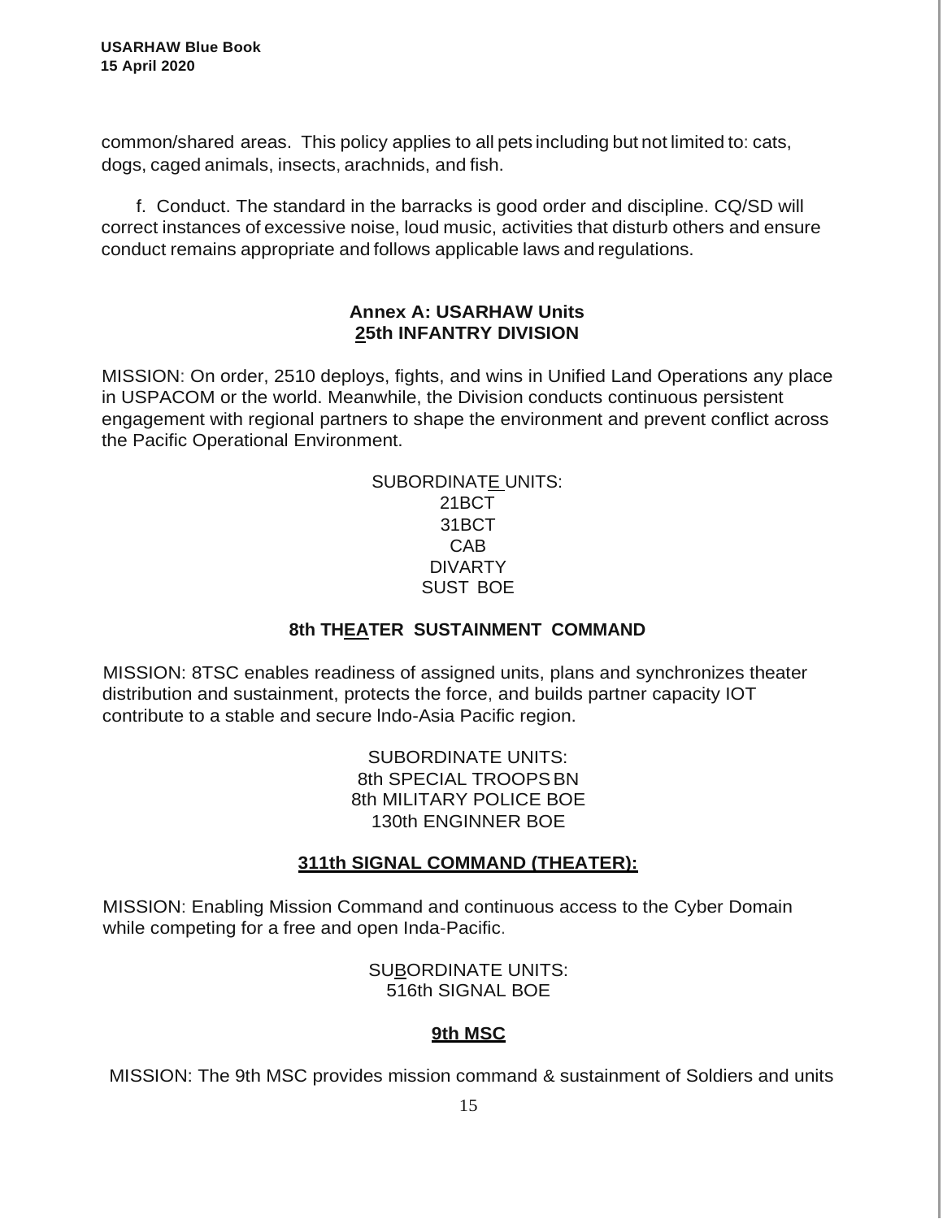common/shared areas. This policy applies to all pets including but not limited to: cats, dogs, caged animals, insects, arachnids, and fish.

f. Conduct. The standard in the barracks is good order and discipline. CQ/SD will correct instances of excessive noise, loud music, activities that disturb others and ensure conduct remains appropriate and follows applicable laws and regulations.

## Annex A: USARHAW Units

## 25th INFANTRY DIVISION

MISSION: On order, 2510 deploys, fights, and wins in Unified Land Operations any place in USPACOM or the world. Meanwhile, the Division conducts continuous persistent engagement with regional partners to shape the environment and prevent conflict across the Pacific Operational Environment.

SUBORDINATE UNITS:
21BCT
31BCT
CAB
DIVARTY
SUST BOE

## 8th THEATER SUSTAINMENT COMMAND

MISSION: 8TSC enables readiness of assigned units, plans and synchronizes theater distribution and sustainment, protects the force, and builds partner capacity IOT contribute to a stable and secure Indo-Asia Pacific region.

SUBORDINATE UNITS:
8th SPECIAL TROOPS BN
8th MILITARY POLICE BOE
130th ENGINNER BOE

## 311th SIGNAL COMMAND (THEATER):

MISSION: Enabling Mission Command and continuous access to the Cyber Domain while competing for a free and open Inda-Pacific.

SUBORDINATE UNITS:
516th SIGNAL BOE

## 9th MSC

MISSION: The 9th MSC provides mission command & sustainment of Soldiers and units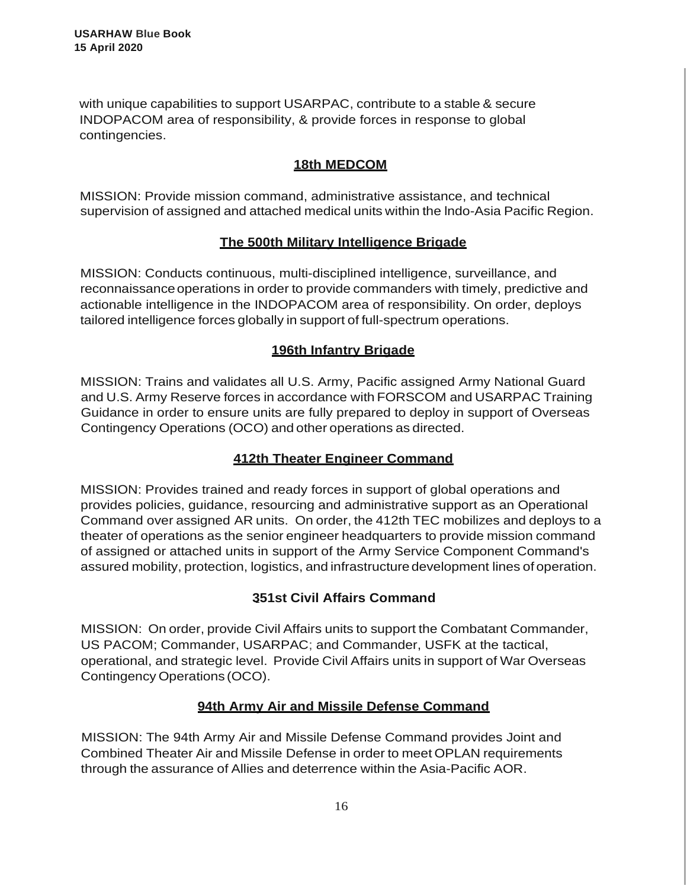with unique capabilities to support USARPAC, contribute to a stable & secure INDOPACOM area of responsibility, & provide forces in response to global contingencies.

## 18th MEDCOM

MISSION: Provide mission command, administrative assistance, and technical supervision of assigned and attached medical units within the Indo-Asia Pacific Region.

## The 500th Military Intelligence Brigade

MISSION: Conducts continuous, multi-disciplined intelligence, surveillance, and reconnaissance operations in order to provide commanders with timely, predictive and actionable intelligence in the INDOPACOM area of responsibility. On order, deploys tailored intelligence forces globally in support of full-spectrum operations.

## 196th Infantry Brigade

MISSION: Trains and validates all U.S. Army, Pacific assigned Army National Guard and U.S. Army Reserve forces in accordance with FORSCOM and USARPAC Training Guidance in order to ensure units are fully prepared to deploy in support of Overseas Contingency Operations (OCO) and other operations as directed.

## 412th Theater Engineer Command

MISSION: Provides trained and ready forces in support of global operations and provides policies, guidance, resourcing and administrative support as an Operational Command over assigned AR units. On order, the 412th TEC mobilizes and deploys to a theater of operations as the senior engineer headquarters to provide mission command of assigned or attached units in support of the Army Service Component Command's assured mobility, protection, logistics, and infrastructure development lines of operation.

## 351st Civil Affairs Command

MISSION: On order, provide Civil Affairs units to support the Combatant Commander, US PACOM; Commander, USARPAC; and Commander, USFK at the tactical, operational, and strategic level. Provide Civil Affairs units in support of War Overseas Contingency Operations (OCO).

## 94th Army Air and Missile Defense Command

MISSION: The 94th Army Air and Missile Defense Command provides Joint and Combined Theater Air and Missile Defense in order to meet OPLAN requirements through the assurance of Allies and deterrence within the Asia-Pacific AOR.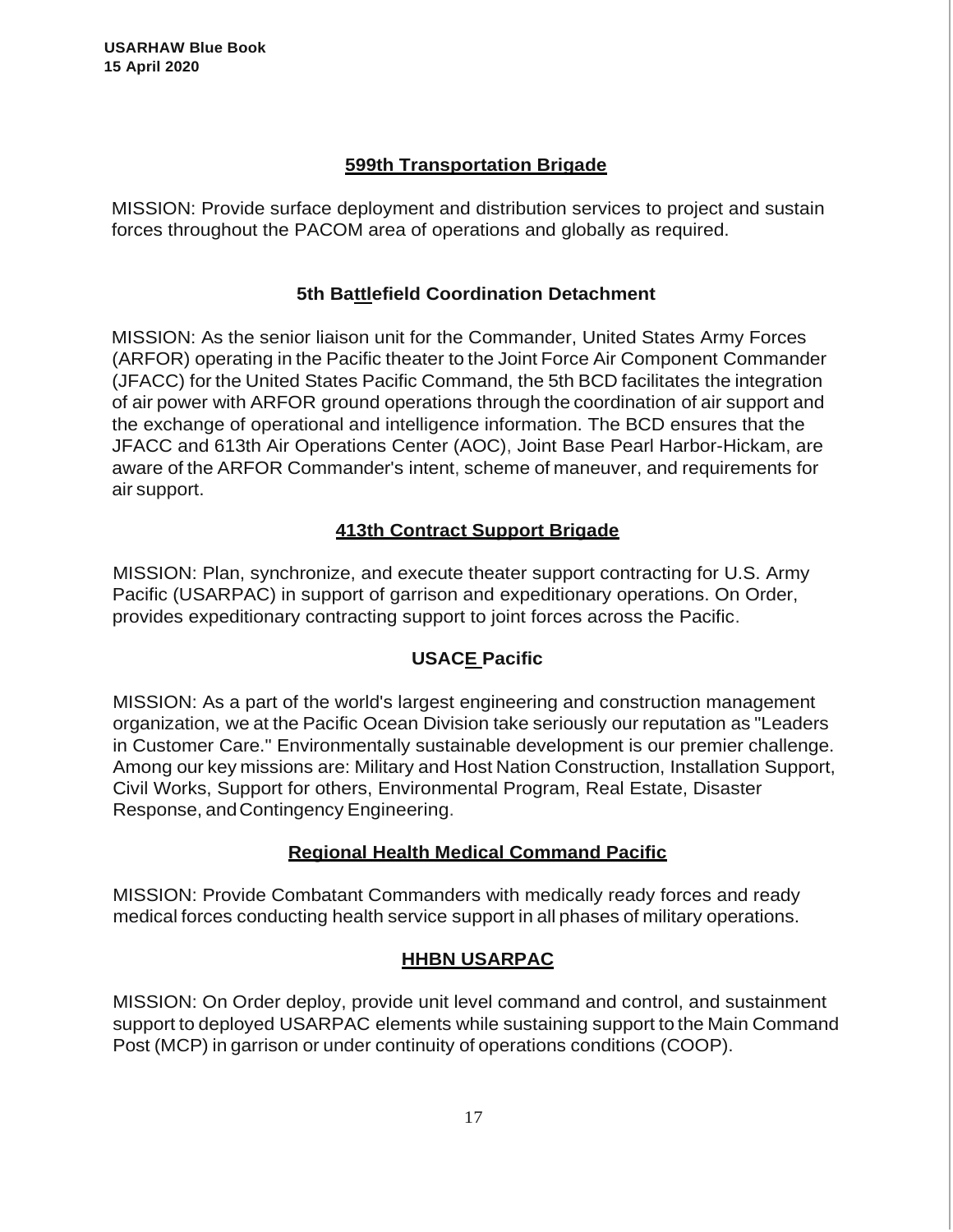## 599th Transportation Brigade

MISSION: Provide surface deployment and distribution services to project and sustain forces throughout the PACOM area of operations and globally as required.

## 5th Battlefield Coordination Detachment

MISSION: As the senior liaison unit for the Commander, United States Army Forces (ARFOR) operating in the Pacific theater to the Joint Force Air Component Commander (JFACC) for the United States Pacific Command, the 5th BCD facilitates the integration of air power with ARFOR ground operations through the coordination of air support and the exchange of operational and intelligence information. The BCD ensures that the JFACC and 613th Air Operations Center (AOC), Joint Base Pearl Harbor-Hickam, are aware of the ARFOR Commander's intent, scheme of maneuver, and requirements for air support.

## 413th Contract Support Brigade

MISSION: Plan, synchronize, and execute theater support contracting for U.S. Army Pacific (USARPAC) in support of garrison and expeditionary operations. On Order, provides expeditionary contracting support to joint forces across the Pacific.

## USACE Pacific

MISSION: As a part of the world's largest engineering and construction management organization, we at the Pacific Ocean Division take seriously our reputation as "Leaders in Customer Care." Environmentally sustainable development is our premier challenge. Among our key missions are: Military and Host Nation Construction, Installation Support, Civil Works, Support for others, Environmental Program, Real Estate, Disaster Response, and Contingency Engineering.

## Regional Health Medical Command Pacific

MISSION: Provide Combatant Commanders with medically ready forces and ready medical forces conducting health service support in all phases of military operations.

## HHBN USARPAC

MISSION: On Order deploy, provide unit level command and control, and sustainment support to deployed USARPAC elements while sustaining support to the Main Command Post (MCP) in garrison or under continuity of operations conditions (COOP).